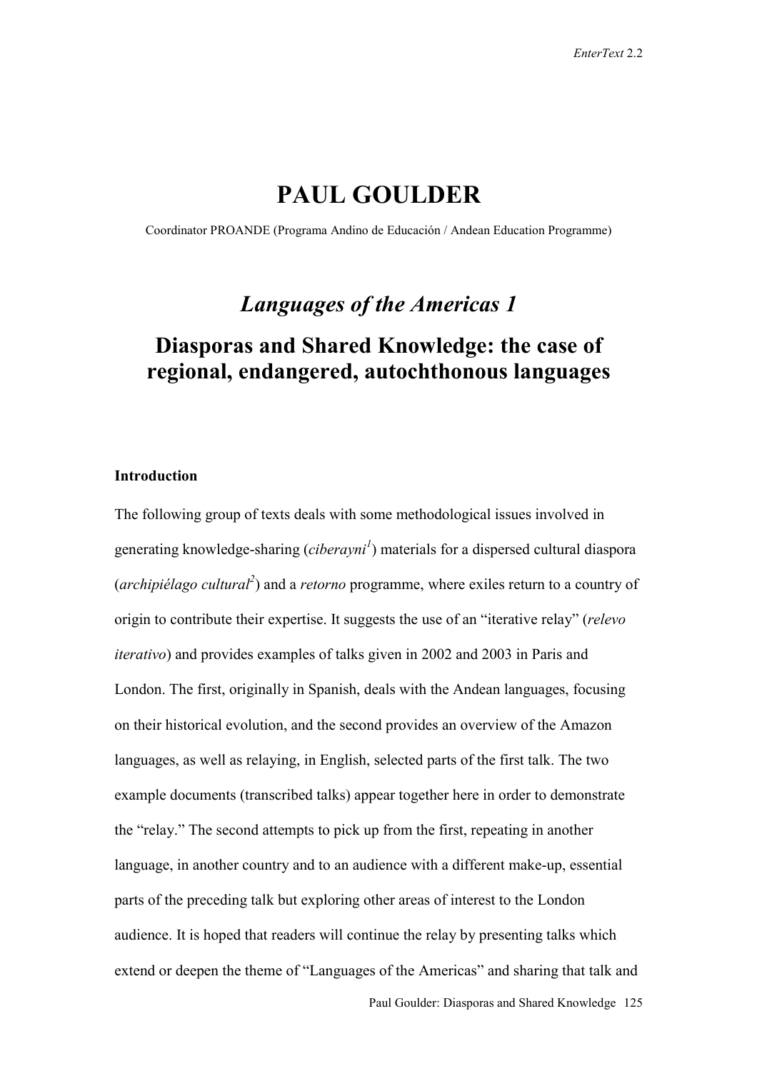# PAUL GOULDER

Coordinator PROANDE (Programa Andino de Educación / Andean Education Programme)

## *Languages of the Americas 1*

## Diasporas and Shared Knowledge: the case of regional, endangered, autochthonous languages

### Introduction

The following group of texts deals with some methodological issues involved in generating knowledge-sharing (*ciberayni*[1]) materials for a dispersed cultural diaspora (*archipiélago cultural*[2]) and a *retorno* programme, where exiles return to a country of origin to contribute their expertise. It suggests the use of an "iterative relay" (*relevo iterativo*) and provides examples of talks given in 2002 and 2003 in Paris and London. The first, originally in Spanish, deals with the Andean languages, focusing on their historical evolution, and the second provides an overview of the Amazon languages, as well as relaying, in English, selected parts of the first talk. The two example documents (transcribed talks) appear together here in order to demonstrate the "relay." The second attempts to pick up from the first, repeating in another language, in another country and to an audience with a different make-up, essential parts of the preceding talk but exploring other areas of interest to the London audience. It is hoped that readers will continue the relay by presenting talks which extend or deepen the theme of "Languages of the Americas" and sharing that talk and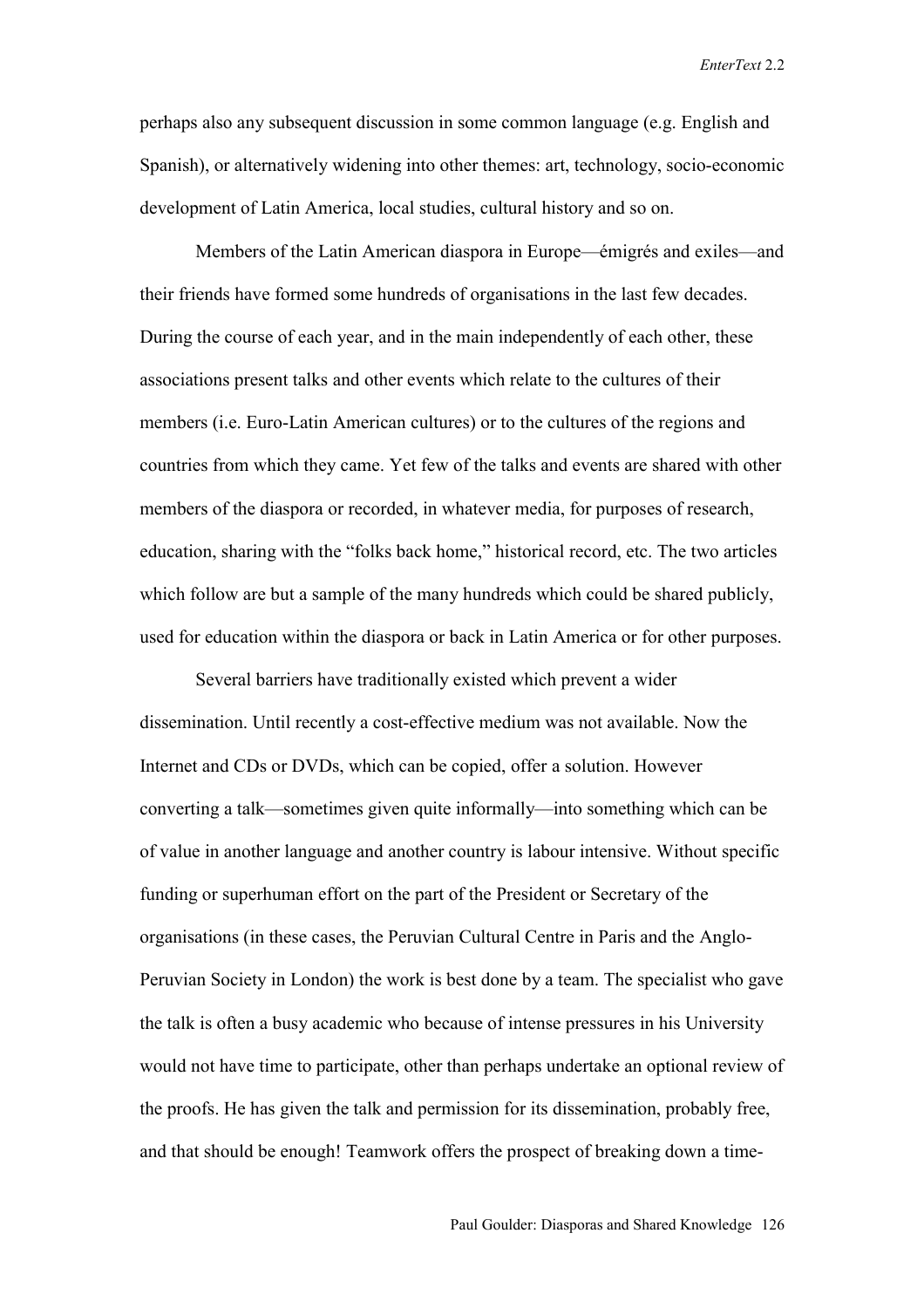perhaps also any subsequent discussion in some common language (e.g. English and Spanish), or alternatively widening into other themes: art, technology, socio-economic development of Latin America, local studies, cultural history and so on.

Members of the Latin American diaspora in Europe—émigrés and exiles—and their friends have formed some hundreds of organisations in the last few decades. During the course of each year, and in the main independently of each other, these associations present talks and other events which relate to the cultures of their members (i.e. Euro-Latin American cultures) or to the cultures of the regions and countries from which they came. Yet few of the talks and events are shared with other members of the diaspora or recorded, in whatever media, for purposes of research, education, sharing with the "folks back home," historical record, etc. The two articles which follow are but a sample of the many hundreds which could be shared publicly, used for education within the diaspora or back in Latin America or for other purposes.

Several barriers have traditionally existed which prevent a wider dissemination. Until recently a cost-effective medium was not available. Now the Internet and CDs or DVDs, which can be copied, offer a solution. However converting a talk—sometimes given quite informally—into something which can be of value in another language and another country is labour intensive. Without specific funding or superhuman effort on the part of the President or Secretary of the organisations (in these cases, the Peruvian Cultural Centre in Paris and the Anglo-Peruvian Society in London) the work is best done by a team. The specialist who gave the talk is often a busy academic who because of intense pressures in his University would not have time to participate, other than perhaps undertake an optional review of the proofs. He has given the talk and permission for its dissemination, probably free, and that should be enough! Teamwork offers the prospect of breaking down a time-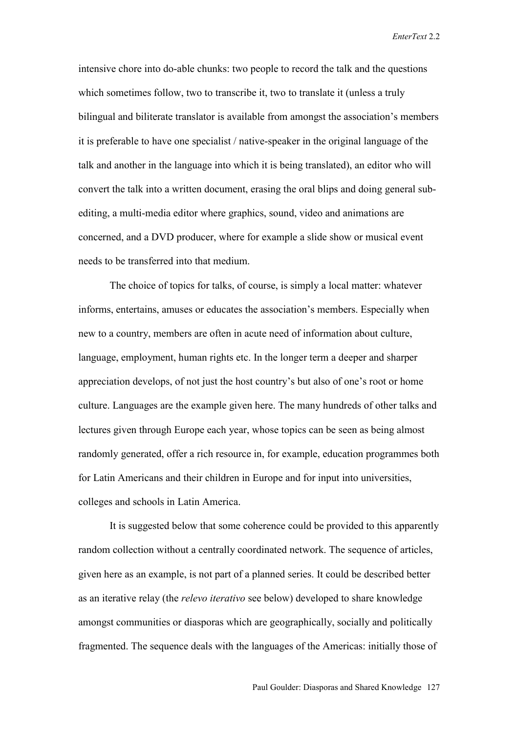intensive chore into do-able chunks: two people to record the talk and the questions which sometimes follow, two to transcribe it, two to translate it (unless a truly bilingual and biliterate translator is available from amongst the association's members it is preferable to have one specialist / native-speaker in the original language of the talk and another in the language into which it is being translated), an editor who will convert the talk into a written document, erasing the oral blips and doing general sub-editing, a multi-media editor where graphics, sound, video and animations are concerned, and a DVD producer, where for example a slide show or musical event needs to be transferred into that medium.

The choice of topics for talks, of course, is simply a local matter: whatever informs, entertains, amuses or educates the association's members. Especially when new to a country, members are often in acute need of information about culture, language, employment, human rights etc. In the longer term a deeper and sharper appreciation develops, of not just the host country's but also of one's root or home culture. Languages are the example given here. The many hundreds of other talks and lectures given through Europe each year, whose topics can be seen as being almost randomly generated, offer a rich resource in, for example, education programmes both for Latin Americans and their children in Europe and for input into universities, colleges and schools in Latin America.

It is suggested below that some coherence could be provided to this apparently random collection without a centrally coordinated network. The sequence of articles, given here as an example, is not part of a planned series. It could be described better as an iterative relay (the *relevo iterativo* see below) developed to share knowledge amongst communities or diasporas which are geographically, socially and politically fragmented. The sequence deals with the languages of the Americas: initially those of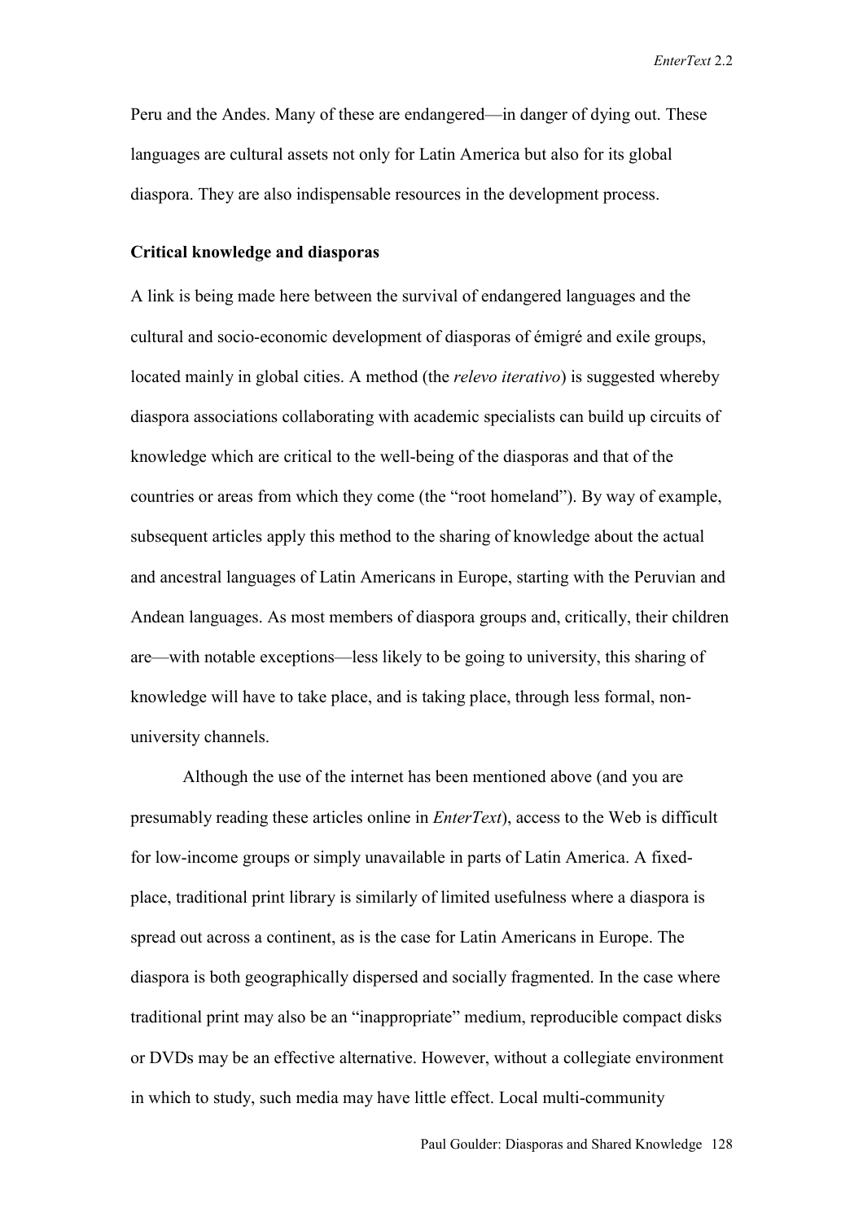Peru and the Andes. Many of these are endangered—in danger of dying out. These languages are cultural assets not only for Latin America but also for its global diaspora. They are also indispensable resources in the development process.

**Critical knowledge and diasporas**

A link is being made here between the survival of endangered languages and the cultural and socio-economic development of diasporas of émigré and exile groups, located mainly in global cities. A method (the *relevo iterativo*) is suggested whereby diaspora associations collaborating with academic specialists can build up circuits of knowledge which are critical to the well-being of the diasporas and that of the countries or areas from which they come (the "root homeland"). By way of example, subsequent articles apply this method to the sharing of knowledge about the actual and ancestral languages of Latin Americans in Europe, starting with the Peruvian and Andean languages. As most members of diaspora groups and, critically, their children are—with notable exceptions—less likely to be going to university, this sharing of knowledge will have to take place, and is taking place, through less formal, non-university channels.

Although the use of the internet has been mentioned above (and you are presumably reading these articles online in *EnterText*), access to the Web is difficult for low-income groups or simply unavailable in parts of Latin America. A fixed-place, traditional print library is similarly of limited usefulness where a diaspora is spread out across a continent, as is the case for Latin Americans in Europe. The diaspora is both geographically dispersed and socially fragmented. In the case where traditional print may also be an "inappropriate" medium, reproducible compact disks or DVDs may be an effective alternative. However, without a collegiate environment in which to study, such media may have little effect. Local multi-community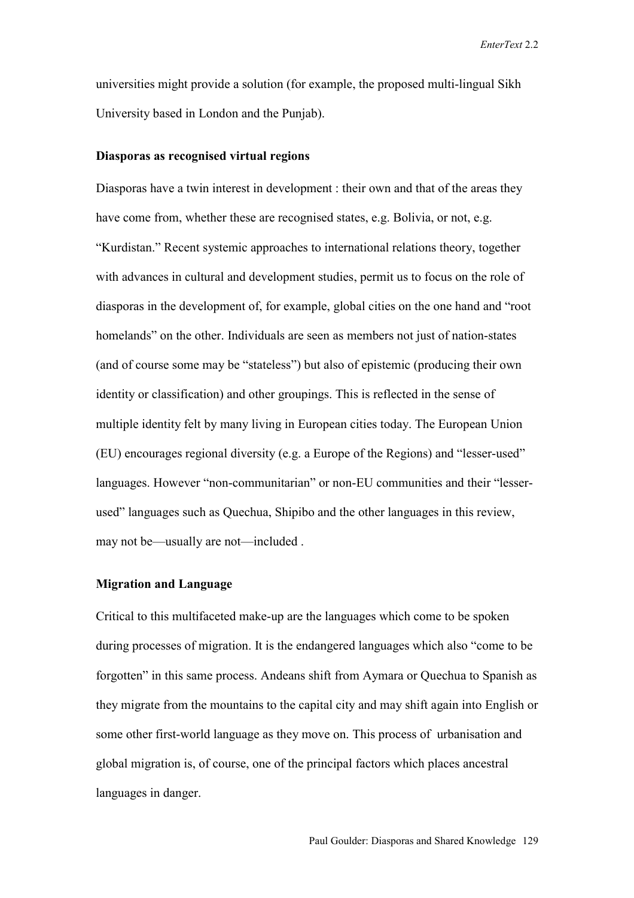universities might provide a solution (for example, the proposed multi-lingual Sikh University based in London and the Punjab).

**Diasporas as recognised virtual regions**

Diasporas have a twin interest in development : their own and that of the areas they have come from, whether these are recognised states, e.g. Bolivia, or not, e.g. "Kurdistan." Recent systemic approaches to international relations theory, together with advances in cultural and development studies, permit us to focus on the role of diasporas in the development of, for example, global cities on the one hand and "root homelands" on the other. Individuals are seen as members not just of nation-states (and of course some may be "stateless") but also of epistemic (producing their own identity or classification) and other groupings. This is reflected in the sense of multiple identity felt by many living in European cities today. The European Union (EU) encourages regional diversity (e.g. a Europe of the Regions) and "lesser-used" languages. However "non-communitarian" or non-EU communities and their "lesser-used" languages such as Quechua, Shipibo and the other languages in this review, may not be—usually are not—included .

**Migration and Language**

Critical to this multifaceted make-up are the languages which come to be spoken during processes of migration. It is the endangered languages which also "come to be forgotten" in this same process. Andeans shift from Aymara or Quechua to Spanish as they migrate from the mountains to the capital city and may shift again into English or some other first-world language as they move on. This process of urbanisation and global migration is, of course, one of the principal factors which places ancestral languages in danger.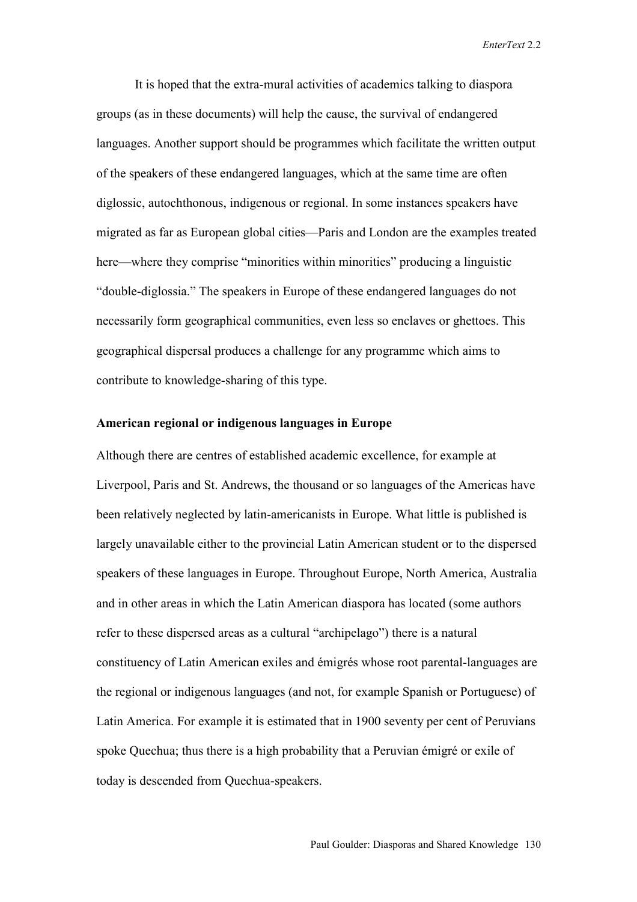It is hoped that the extra-mural activities of academics talking to diaspora groups (as in these documents) will help the cause, the survival of endangered languages. Another support should be programmes which facilitate the written output of the speakers of these endangered languages, which at the same time are often diglossic, autochthonous, indigenous or regional. In some instances speakers have migrated as far as European global cities—Paris and London are the examples treated here—where they comprise "minorities within minorities" producing a linguistic "double-diglossia." The speakers in Europe of these endangered languages do not necessarily form geographical communities, even less so enclaves or ghettoes. This geographical dispersal produces a challenge for any programme which aims to contribute to knowledge-sharing of this type.

**American regional or indigenous languages in Europe**

Although there are centres of established academic excellence, for example at Liverpool, Paris and St. Andrews, the thousand or so languages of the Americas have been relatively neglected by latin-americanists in Europe. What little is published is largely unavailable either to the provincial Latin American student or to the dispersed speakers of these languages in Europe. Throughout Europe, North America, Australia and in other areas in which the Latin American diaspora has located (some authors refer to these dispersed areas as a cultural "archipelago") there is a natural constituency of Latin American exiles and émigrés whose root parental-languages are the regional or indigenous languages (and not, for example Spanish or Portuguese) of Latin America. For example it is estimated that in 1900 seventy per cent of Peruvians spoke Quechua; thus there is a high probability that a Peruvian émigré or exile of today is descended from Quechua-speakers.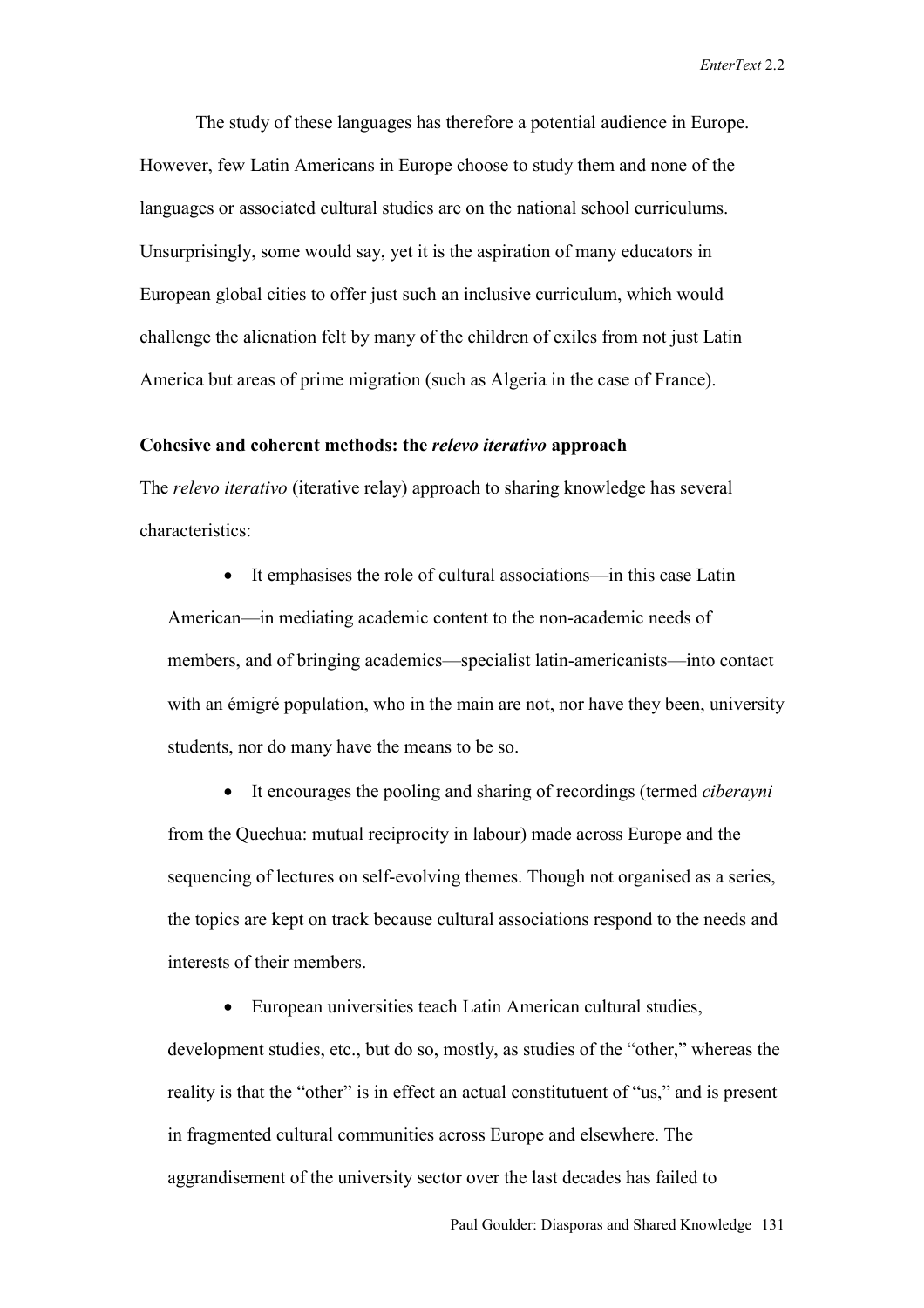The study of these languages has therefore a potential audience in Europe. However, few Latin Americans in Europe choose to study them and none of the languages or associated cultural studies are on the national school curriculums. Unsurprisingly, some would say, yet it is the aspiration of many educators in European global cities to offer just such an inclusive curriculum, which would challenge the alienation felt by many of the children of exiles from not just Latin America but areas of prime migration (such as Algeria in the case of France).

**Cohesive and coherent methods: the *relevo iterativo* approach**

The *relevo iterativo* (iterative relay) approach to sharing knowledge has several characteristics:

- It emphasises the role of cultural associations—in this case Latin American—in mediating academic content to the non-academic needs of members, and of bringing academics—specialist latin-americanists—into contact with an émigré population, who in the main are not, nor have they been, university students, nor do many have the means to be so.

- It encourages the pooling and sharing of recordings (termed *ciberayni* from the Quechua: mutual reciprocity in labour) made across Europe and the sequencing of lectures on self-evolving themes. Though not organised as a series, the topics are kept on track because cultural associations respond to the needs and interests of their members.

- European universities teach Latin American cultural studies, development studies, etc., but do so, mostly, as studies of the "other," whereas the reality is that the "other" is in effect an actual constitutuent of "us," and is present in fragmented cultural communities across Europe and elsewhere. The aggrandisement of the university sector over the last decades has failed to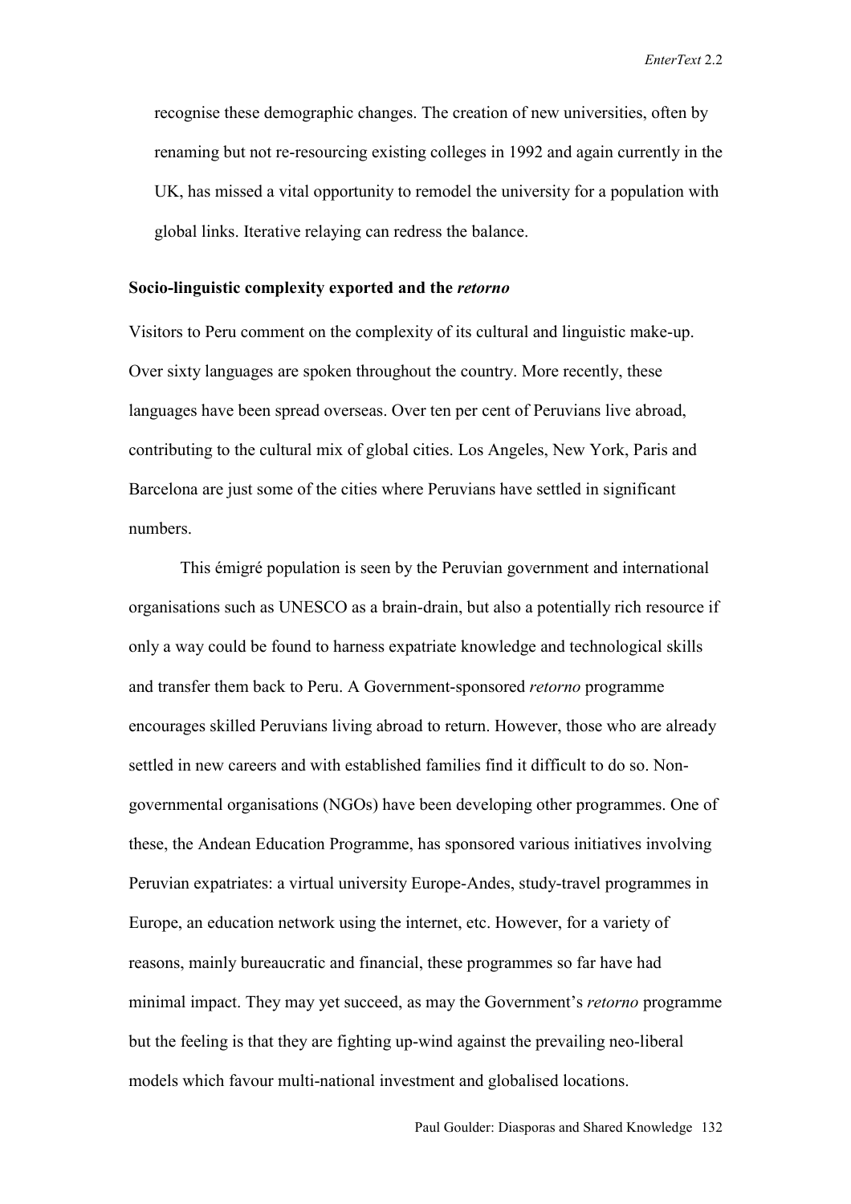recognise these demographic changes. The creation of new universities, often by renaming but not re-resourcing existing colleges in 1992 and again currently in the UK, has missed a vital opportunity to remodel the university for a population with global links. Iterative relaying can redress the balance.

**Socio-linguistic complexity exported and the *retorno***

Visitors to Peru comment on the complexity of its cultural and linguistic make-up. Over sixty languages are spoken throughout the country. More recently, these languages have been spread overseas. Over ten per cent of Peruvians live abroad, contributing to the cultural mix of global cities. Los Angeles, New York, Paris and Barcelona are just some of the cities where Peruvians have settled in significant numbers.

This émigré population is seen by the Peruvian government and international organisations such as UNESCO as a brain-drain, but also a potentially rich resource if only a way could be found to harness expatriate knowledge and technological skills and transfer them back to Peru. A Government-sponsored *retorno* programme encourages skilled Peruvians living abroad to return. However, those who are already settled in new careers and with established families find it difficult to do so. Non-governmental organisations (NGOs) have been developing other programmes. One of these, the Andean Education Programme, has sponsored various initiatives involving Peruvian expatriates: a virtual university Europe-Andes, study-travel programmes in Europe, an education network using the internet, etc. However, for a variety of reasons, mainly bureaucratic and financial, these programmes so far have had minimal impact. They may yet succeed, as may the Government's *retorno* programme but the feeling is that they are fighting up-wind against the prevailing neo-liberal models which favour multi-national investment and globalised locations.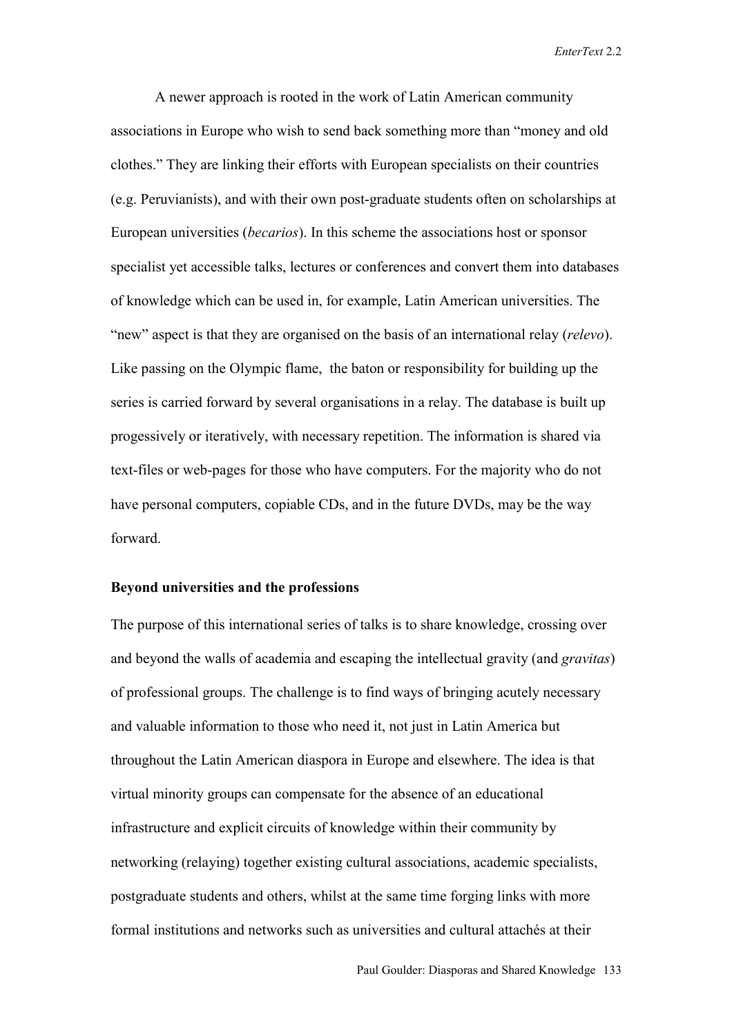A newer approach is rooted in the work of Latin American community associations in Europe who wish to send back something more than "money and old clothes." They are linking their efforts with European specialists on their countries (e.g. Peruvianists), and with their own post-graduate students often on scholarships at European universities (*becarios*). In this scheme the associations host or sponsor specialist yet accessible talks, lectures or conferences and convert them into databases of knowledge which can be used in, for example, Latin American universities. The "new" aspect is that they are organised on the basis of an international relay (*relevo*). Like passing on the Olympic flame, the baton or responsibility for building up the series is carried forward by several organisations in a relay. The database is built up progessively or iteratively, with necessary repetition. The information is shared via text-files or web-pages for those who have computers. For the majority who do not have personal computers, copiable CDs, and in the future DVDs, may be the way forward.

**Beyond universities and the professions**

The purpose of this international series of talks is to share knowledge, crossing over and beyond the walls of academia and escaping the intellectual gravity (and *gravitas*) of professional groups. The challenge is to find ways of bringing acutely necessary and valuable information to those who need it, not just in Latin America but throughout the Latin American diaspora in Europe and elsewhere. The idea is that virtual minority groups can compensate for the absence of an educational infrastructure and explicit circuits of knowledge within their community by networking (relaying) together existing cultural associations, academic specialists, postgraduate students and others, whilst at the same time forging links with more formal institutions and networks such as universities and cultural attachés at their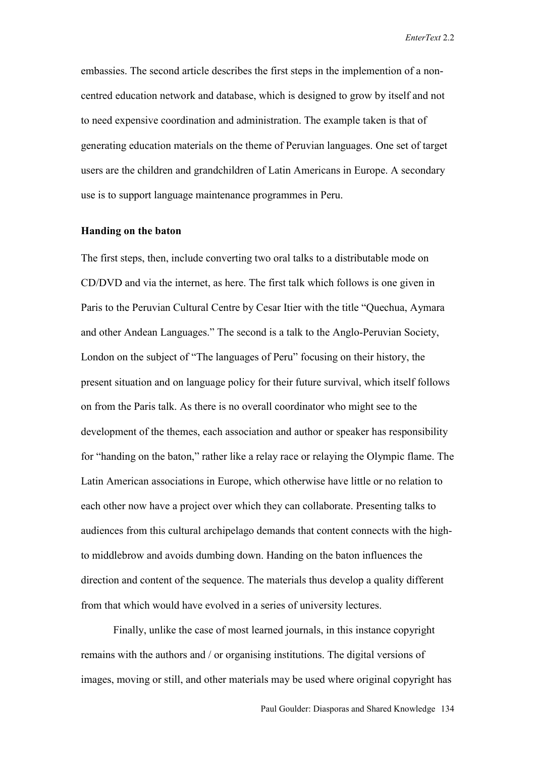embassies. The second article describes the first steps in the implemention of a non-centred education network and database, which is designed to grow by itself and not to need expensive coordination and administration. The example taken is that of generating education materials on the theme of Peruvian languages. One set of target users are the children and grandchildren of Latin Americans in Europe. A secondary use is to support language maintenance programmes in Peru.

**Handing on the baton**

The first steps, then, include converting two oral talks to a distributable mode on CD/DVD and via the internet, as here. The first talk which follows is one given in Paris to the Peruvian Cultural Centre by Cesar Itier with the title "Quechua, Aymara and other Andean Languages." The second is a talk to the Anglo-Peruvian Society, London on the subject of "The languages of Peru" focusing on their history, the present situation and on language policy for their future survival, which itself follows on from the Paris talk. As there is no overall coordinator who might see to the development of the themes, each association and author or speaker has responsibility for "handing on the baton," rather like a relay race or relaying the Olympic flame. The Latin American associations in Europe, which otherwise have little or no relation to each other now have a project over which they can collaborate. Presenting talks to audiences from this cultural archipelago demands that content connects with the high- to middlebrow and avoids dumbing down. Handing on the baton influences the direction and content of the sequence. The materials thus develop a quality different from that which would have evolved in a series of university lectures.

Finally, unlike the case of most learned journals, in this instance copyright remains with the authors and / or organising institutions. The digital versions of images, moving or still, and other materials may be used where original copyright has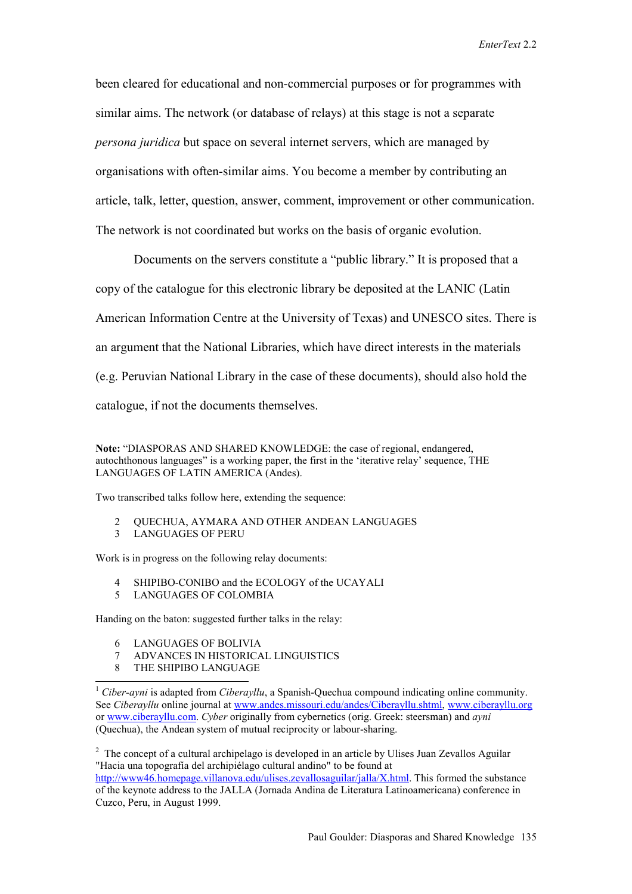been cleared for educational and non-commercial purposes or for programmes with similar aims. The network (or database of relays) at this stage is not a separate *persona juridica* but space on several internet servers, which are managed by organisations with often-similar aims. You become a member by contributing an article, talk, letter, question, answer, comment, improvement or other communication. The network is not coordinated but works on the basis of organic evolution.

Documents on the servers constitute a "public library." It is proposed that a copy of the catalogue for this electronic library be deposited at the LANIC (Latin American Information Centre at the University of Texas) and UNESCO sites. There is an argument that the National Libraries, which have direct interests in the materials (e.g. Peruvian National Library in the case of these documents), should also hold the catalogue, if not the documents themselves.

**Note:** "DIASPORAS AND SHARED KNOWLEDGE: the case of regional, endangered, autochthonous languages" is a working paper, the first in the 'iterative relay' sequence, THE LANGUAGES OF LATIN AMERICA (Andes).

Two transcribed talks follow here, extending the sequence:

2 QUECHUA, AYMARA AND OTHER ANDEAN LANGUAGES
3 LANGUAGES OF PERU

Work is in progress on the following relay documents:

4 SHIPIBO-CONIBO and the ECOLOGY of the UCAYALI
5 LANGUAGES OF COLOMBIA

Handing on the baton: suggested further talks in the relay:

6 LANGUAGES OF BOLIVIA
7 ADVANCES IN HISTORICAL LINGUISTICS
8 THE SHIPIBO LANGUAGE

---

[1] *Ciber-ayni* is adapted from *Ciberayllu*, a Spanish-Quechua compound indicating online community. See *Ciberayllu* online journal at www.andes.missouri.edu/andes/Ciberayllu.shtml, www.ciberayllu.org or www.ciberayllu.com. *Cyber* originally from cybernetics (orig. Greek: steersman) and *ayni* (Quechua), the Andean system of mutual reciprocity or labour-sharing.

[2] The concept of a cultural archipelago is developed in an article by Ulises Juan Zevallos Aguilar "Hacia una topografía del archipiélago cultural andino" to be found at http://www46.homepage.villanova.edu/ulises.zevallosaguilar/jalla/X.html. This formed the substance of the keynote address to the JALLA (Jornada Andina de Literatura Latinoamericana) conference in Cuzco, Peru, in August 1999.